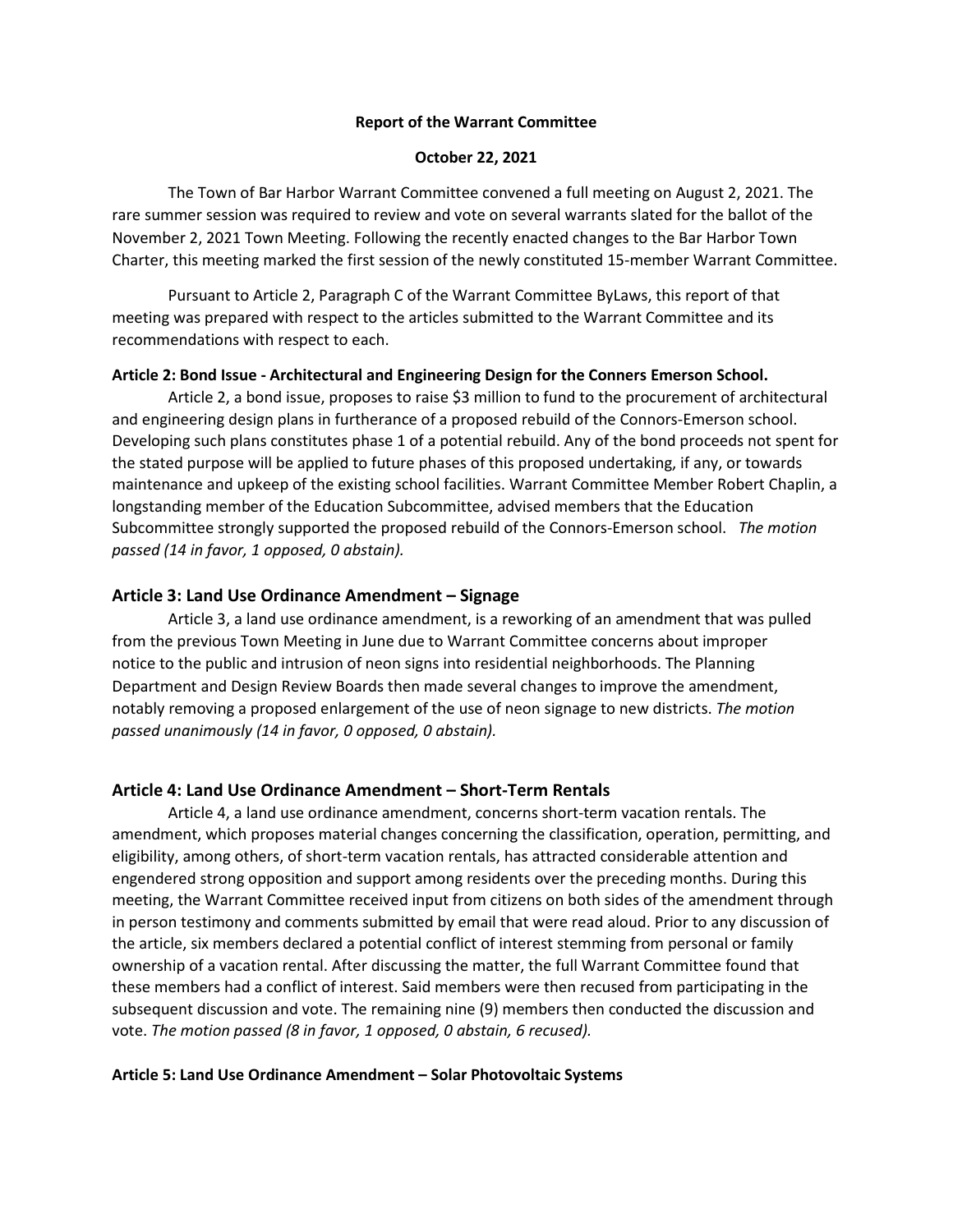**Report of the Warrant Committee**

**October 22, 2021**

The Town of Bar Harbor Warrant Committee convened a full meeting on August 2, 2021. The rare summer session was required to review and vote on several warrants slated for the ballot of the November 2, 2021 Town Meeting. Following the recently enacted changes to the Bar Harbor Town Charter, this meeting marked the first session of the newly constituted 15-member Warrant Committee.

Pursuant to Article 2, Paragraph C of the Warrant Committee ByLaws, this report of that meeting was prepared with respect to the articles submitted to the Warrant Committee and its recommendations with respect to each.

**Article 2: Bond Issue - Architectural and Engineering Design for the Conners Emerson School.**

Article 2, a bond issue, proposes to raise $3 million to fund to the procurement of architectural and engineering design plans in furtherance of a proposed rebuild of the Connors-Emerson school. Developing such plans constitutes phase 1 of a potential rebuild. Any of the bond proceeds not spent for the stated purpose will be applied to future phases of this proposed undertaking, if any, or towards maintenance and upkeep of the existing school facilities. Warrant Committee Member Robert Chaplin, a longstanding member of the Education Subcommittee, advised members that the Education Subcommittee strongly supported the proposed rebuild of the Connors-Emerson school. *The motion passed (14 in favor, 1 opposed, 0 abstain).*

## Article 3: Land Use Ordinance Amendment – Signage

Article 3, a land use ordinance amendment, is a reworking of an amendment that was pulled from the previous Town Meeting in June due to Warrant Committee concerns about improper notice to the public and intrusion of neon signs into residential neighborhoods. The Planning Department and Design Review Boards then made several changes to improve the amendment, notably removing a proposed enlargement of the use of neon signage to new districts. *The motion passed unanimously (14 in favor, 0 opposed, 0 abstain).*

## Article 4: Land Use Ordinance Amendment – Short-Term Rentals

Article 4, a land use ordinance amendment, concerns short-term vacation rentals. The amendment, which proposes material changes concerning the classification, operation, permitting, and eligibility, among others, of short-term vacation rentals, has attracted considerable attention and engendered strong opposition and support among residents over the preceding months. During this meeting, the Warrant Committee received input from citizens on both sides of the amendment through in person testimony and comments submitted by email that were read aloud. Prior to any discussion of the article, six members declared a potential conflict of interest stemming from personal or family ownership of a vacation rental. After discussing the matter, the full Warrant Committee found that these members had a conflict of interest. Said members were then recused from participating in the subsequent discussion and vote. The remaining nine (9) members then conducted the discussion and vote. *The motion passed (8 in favor, 1 opposed, 0 abstain, 6 recused).*

**Article 5: Land Use Ordinance Amendment – Solar Photovoltaic Systems**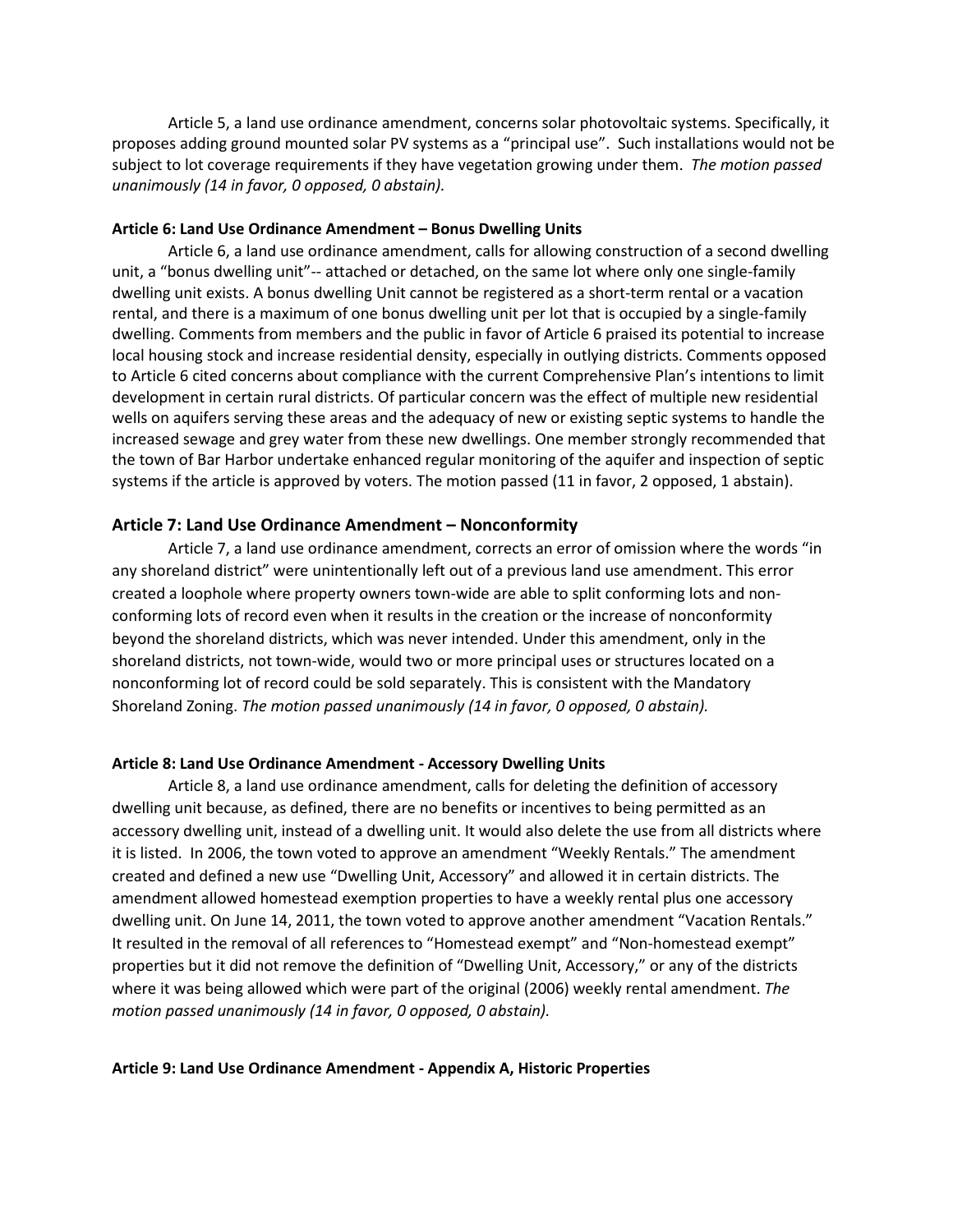Article 5, a land use ordinance amendment, concerns solar photovoltaic systems. Specifically, it proposes adding ground mounted solar PV systems as a "principal use". Such installations would not be subject to lot coverage requirements if they have vegetation growing under them. *The motion passed unanimously (14 in favor, 0 opposed, 0 abstain).*

**Article 6: Land Use Ordinance Amendment – Bonus Dwelling Units**

Article 6, a land use ordinance amendment, calls for allowing construction of a second dwelling unit, a "bonus dwelling unit"-- attached or detached, on the same lot where only one single-family dwelling unit exists. A bonus dwelling Unit cannot be registered as a short-term rental or a vacation rental, and there is a maximum of one bonus dwelling unit per lot that is occupied by a single-family dwelling. Comments from members and the public in favor of Article 6 praised its potential to increase local housing stock and increase residential density, especially in outlying districts. Comments opposed to Article 6 cited concerns about compliance with the current Comprehensive Plan's intentions to limit development in certain rural districts. Of particular concern was the effect of multiple new residential wells on aquifers serving these areas and the adequacy of new or existing septic systems to handle the increased sewage and grey water from these new dwellings. One member strongly recommended that the town of Bar Harbor undertake enhanced regular monitoring of the aquifer and inspection of septic systems if the article is approved by voters. The motion passed (11 in favor, 2 opposed, 1 abstain).

## Article 7: Land Use Ordinance Amendment – Nonconformity

Article 7, a land use ordinance amendment, corrects an error of omission where the words "in any shoreland district" were unintentionally left out of a previous land use amendment. This error created a loophole where property owners town-wide are able to split conforming lots and non-conforming lots of record even when it results in the creation or the increase of nonconformity beyond the shoreland districts, which was never intended. Under this amendment, only in the shoreland districts, not town-wide, would two or more principal uses or structures located on a nonconforming lot of record could be sold separately. This is consistent with the Mandatory Shoreland Zoning. *The motion passed unanimously (14 in favor, 0 opposed, 0 abstain).*

**Article 8: Land Use Ordinance Amendment - Accessory Dwelling Units**

Article 8, a land use ordinance amendment, calls for deleting the definition of accessory dwelling unit because, as defined, there are no benefits or incentives to being permitted as an accessory dwelling unit, instead of a dwelling unit. It would also delete the use from all districts where it is listed. In 2006, the town voted to approve an amendment "Weekly Rentals." The amendment created and defined a new use "Dwelling Unit, Accessory" and allowed it in certain districts. The amendment allowed homestead exemption properties to have a weekly rental plus one accessory dwelling unit. On June 14, 2011, the town voted to approve another amendment "Vacation Rentals." It resulted in the removal of all references to "Homestead exempt" and "Non-homestead exempt" properties but it did not remove the definition of "Dwelling Unit, Accessory," or any of the districts where it was being allowed which were part of the original (2006) weekly rental amendment. *The motion passed unanimously (14 in favor, 0 opposed, 0 abstain).*

**Article 9: Land Use Ordinance Amendment - Appendix A, Historic Properties**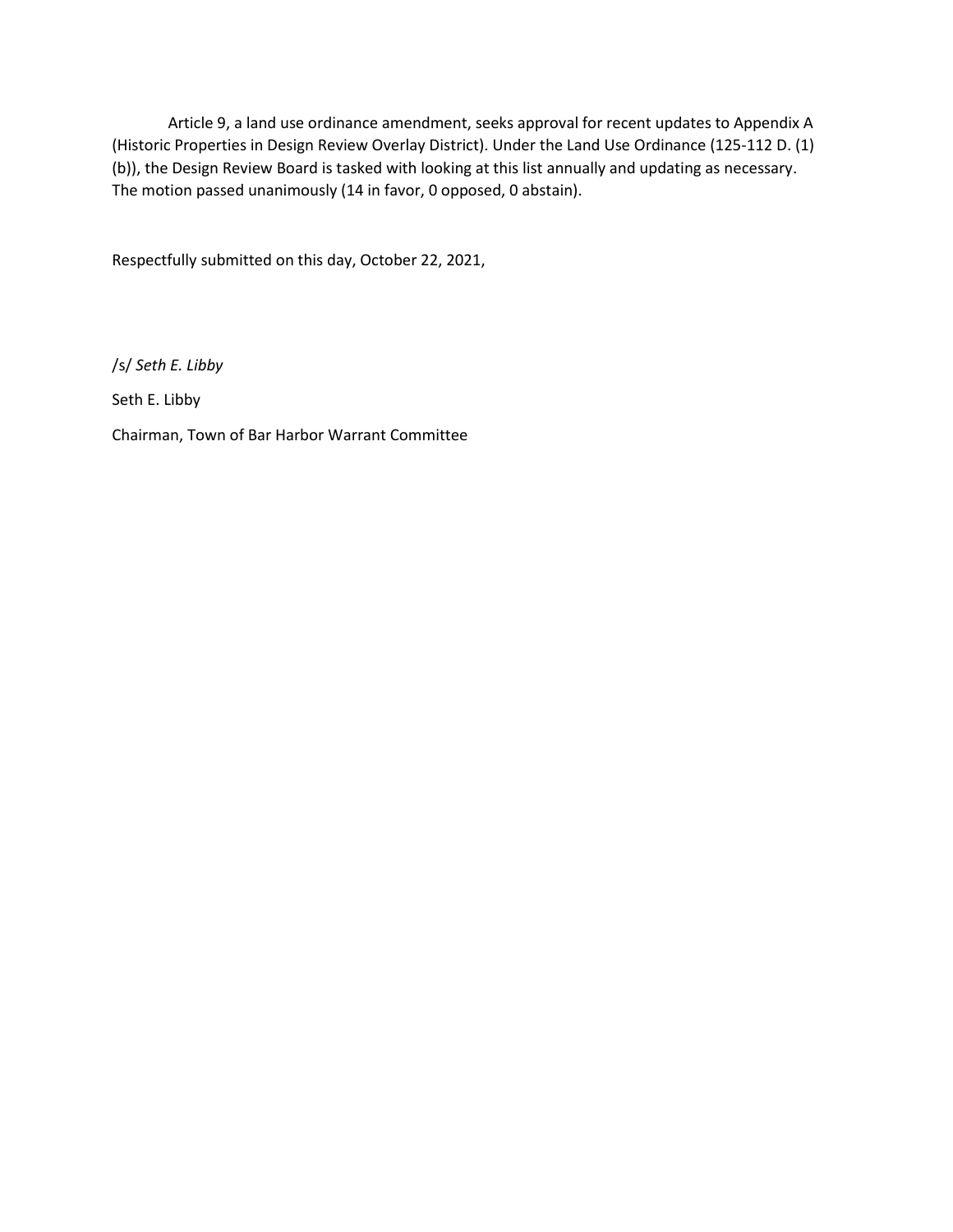Article 9, a land use ordinance amendment, seeks approval for recent updates to Appendix A (Historic Properties in Design Review Overlay District). Under the Land Use Ordinance (125-112 D. (1) (b)), the Design Review Board is tasked with looking at this list annually and updating as necessary. The motion passed unanimously (14 in favor, 0 opposed, 0 abstain).

Respectfully submitted on this day, October 22, 2021,

/s/ *Seth E. Libby*

Seth E. Libby

Chairman, Town of Bar Harbor Warrant Committee